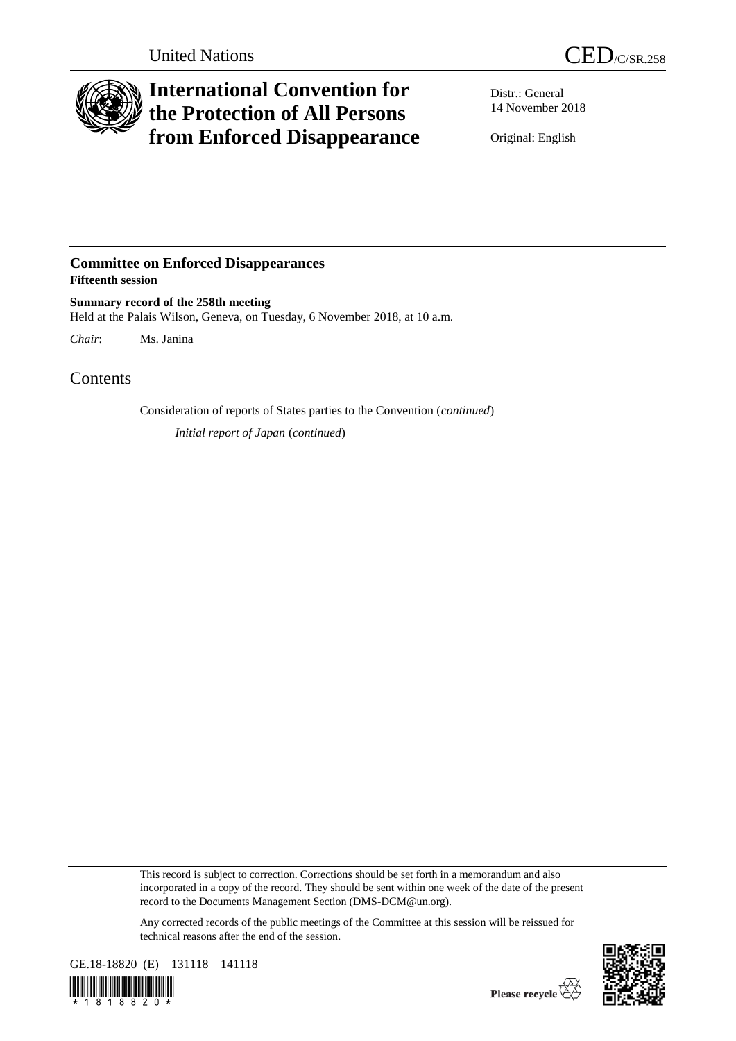United Nations

# CED/C/SR.258

# International Convention for the Protection of All Persons from Enforced Disappearance

Distr.: General
14 November 2018

Original: English

## Committee on Enforced Disappearances
**Fifteenth session**

**Summary record of the 258th meeting**
Held at the Palais Wilson, Geneva, on Tuesday, 6 November 2018, at 10 a.m.

*Chair*: Ms. Janina

## Contents

Consideration of reports of States parties to the Convention (*continued*)

*Initial report of Japan* (*continued*)

This record is subject to correction. Corrections should be set forth in a memorandum and also incorporated in a copy of the record. They should be sent within one week of the date of the present record to the Documents Management Section (DMS-DCM@un.org).

Any corrected records of the public meetings of the Committee at this session will be reissued for technical reasons after the end of the session.

GE.18-18820 (E) 131118 141118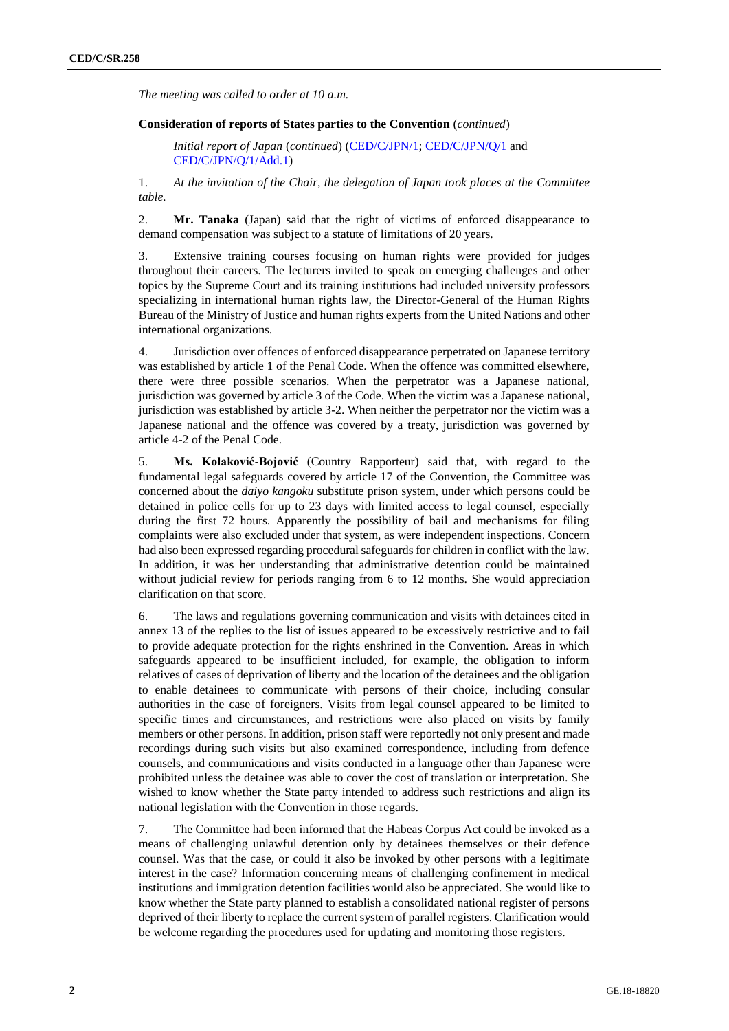*The meeting was called to order at 10 a.m.*

**Consideration of reports of States parties to the Convention** (*continued*)

*Initial report of Japan* (*continued*) (CED/C/JPN/1; CED/C/JPN/Q/1 and CED/C/JPN/Q/1/Add.1)

1. *At the invitation of the Chair, the delegation of Japan took places at the Committee table.*

2. **Mr. Tanaka** (Japan) said that the right of victims of enforced disappearance to demand compensation was subject to a statute of limitations of 20 years.

3. Extensive training courses focusing on human rights were provided for judges throughout their careers. The lecturers invited to speak on emerging challenges and other topics by the Supreme Court and its training institutions had included university professors specializing in international human rights law, the Director-General of the Human Rights Bureau of the Ministry of Justice and human rights experts from the United Nations and other international organizations.

4. Jurisdiction over offences of enforced disappearance perpetrated on Japanese territory was established by article 1 of the Penal Code. When the offence was committed elsewhere, there were three possible scenarios. When the perpetrator was a Japanese national, jurisdiction was governed by article 3 of the Code. When the victim was a Japanese national, jurisdiction was established by article 3-2. When neither the perpetrator nor the victim was a Japanese national and the offence was covered by a treaty, jurisdiction was governed by article 4-2 of the Penal Code.

5. **Ms. Kolaković-Bojović** (Country Rapporteur) said that, with regard to the fundamental legal safeguards covered by article 17 of the Convention, the Committee was concerned about the *daiyo kangoku* substitute prison system, under which persons could be detained in police cells for up to 23 days with limited access to legal counsel, especially during the first 72 hours. Apparently the possibility of bail and mechanisms for filing complaints were also excluded under that system, as were independent inspections. Concern had also been expressed regarding procedural safeguards for children in conflict with the law. In addition, it was her understanding that administrative detention could be maintained without judicial review for periods ranging from 6 to 12 months. She would appreciation clarification on that score.

6. The laws and regulations governing communication and visits with detainees cited in annex 13 of the replies to the list of issues appeared to be excessively restrictive and to fail to provide adequate protection for the rights enshrined in the Convention. Areas in which safeguards appeared to be insufficient included, for example, the obligation to inform relatives of cases of deprivation of liberty and the location of the detainees and the obligation to enable detainees to communicate with persons of their choice, including consular authorities in the case of foreigners. Visits from legal counsel appeared to be limited to specific times and circumstances, and restrictions were also placed on visits by family members or other persons. In addition, prison staff were reportedly not only present and made recordings during such visits but also examined correspondence, including from defence counsels, and communications and visits conducted in a language other than Japanese were prohibited unless the detainee was able to cover the cost of translation or interpretation. She wished to know whether the State party intended to address such restrictions and align its national legislation with the Convention in those regards.

7. The Committee had been informed that the Habeas Corpus Act could be invoked as a means of challenging unlawful detention only by detainees themselves or their defence counsel. Was that the case, or could it also be invoked by other persons with a legitimate interest in the case? Information concerning means of challenging confinement in medical institutions and immigration detention facilities would also be appreciated. She would like to know whether the State party planned to establish a consolidated national register of persons deprived of their liberty to replace the current system of parallel registers. Clarification would be welcome regarding the procedures used for updating and monitoring those registers.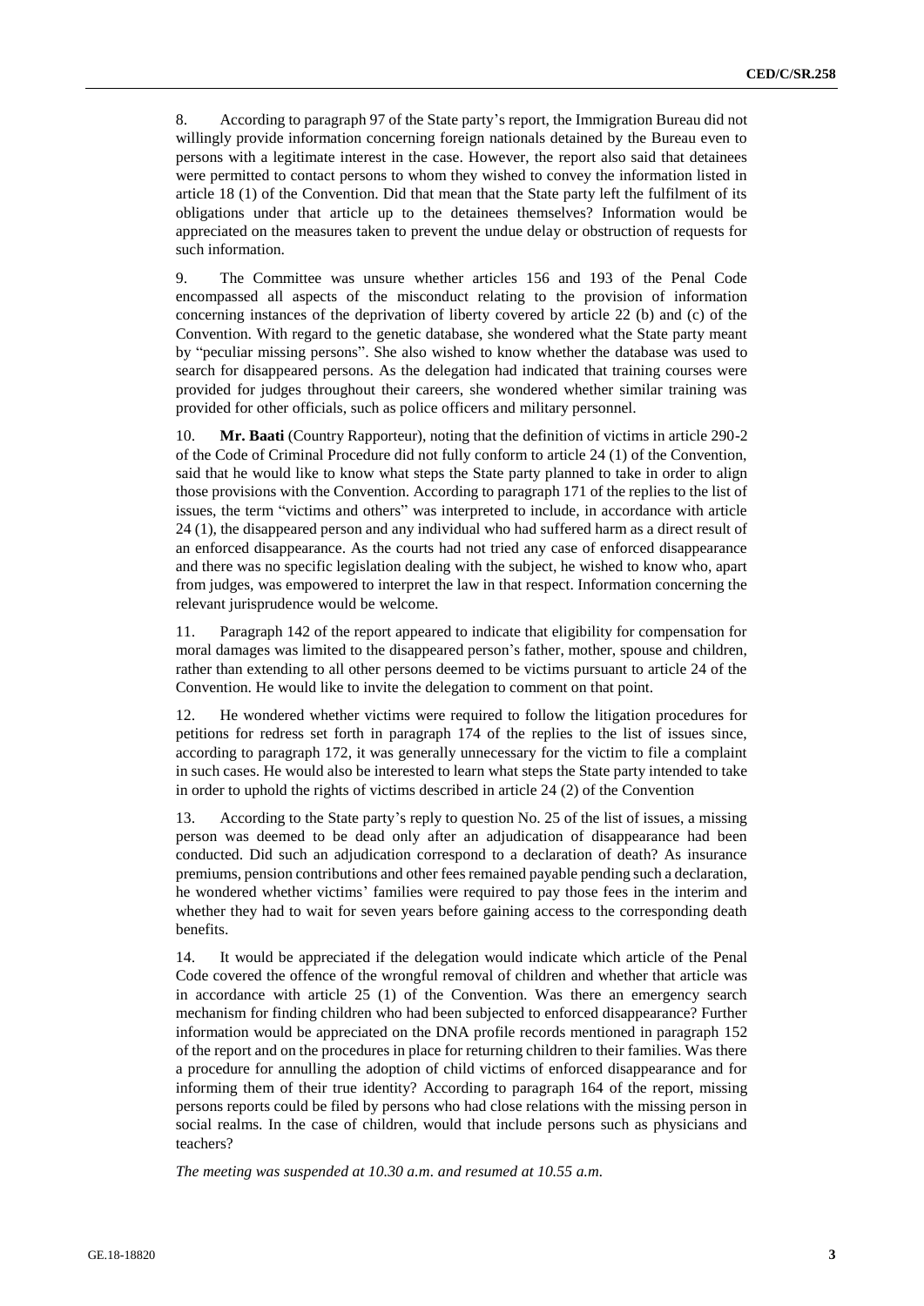8. According to paragraph 97 of the State party's report, the Immigration Bureau did not willingly provide information concerning foreign nationals detained by the Bureau even to persons with a legitimate interest in the case. However, the report also said that detainees were permitted to contact persons to whom they wished to convey the information listed in article 18 (1) of the Convention. Did that mean that the State party left the fulfilment of its obligations under that article up to the detainees themselves? Information would be appreciated on the measures taken to prevent the undue delay or obstruction of requests for such information.

9. The Committee was unsure whether articles 156 and 193 of the Penal Code encompassed all aspects of the misconduct relating to the provision of information concerning instances of the deprivation of liberty covered by article 22 (b) and (c) of the Convention. With regard to the genetic database, she wondered what the State party meant by "peculiar missing persons". She also wished to know whether the database was used to search for disappeared persons. As the delegation had indicated that training courses were provided for judges throughout their careers, she wondered whether similar training was provided for other officials, such as police officers and military personnel.

10. **Mr. Baati** (Country Rapporteur), noting that the definition of victims in article 290-2 of the Code of Criminal Procedure did not fully conform to article 24 (1) of the Convention, said that he would like to know what steps the State party planned to take in order to align those provisions with the Convention. According to paragraph 171 of the replies to the list of issues, the term "victims and others" was interpreted to include, in accordance with article 24 (1), the disappeared person and any individual who had suffered harm as a direct result of an enforced disappearance. As the courts had not tried any case of enforced disappearance and there was no specific legislation dealing with the subject, he wished to know who, apart from judges, was empowered to interpret the law in that respect. Information concerning the relevant jurisprudence would be welcome.

11. Paragraph 142 of the report appeared to indicate that eligibility for compensation for moral damages was limited to the disappeared person's father, mother, spouse and children, rather than extending to all other persons deemed to be victims pursuant to article 24 of the Convention. He would like to invite the delegation to comment on that point.

12. He wondered whether victims were required to follow the litigation procedures for petitions for redress set forth in paragraph 174 of the replies to the list of issues since, according to paragraph 172, it was generally unnecessary for the victim to file a complaint in such cases. He would also be interested to learn what steps the State party intended to take in order to uphold the rights of victims described in article 24 (2) of the Convention

13. According to the State party's reply to question No. 25 of the list of issues, a missing person was deemed to be dead only after an adjudication of disappearance had been conducted. Did such an adjudication correspond to a declaration of death? As insurance premiums, pension contributions and other fees remained payable pending such a declaration, he wondered whether victims' families were required to pay those fees in the interim and whether they had to wait for seven years before gaining access to the corresponding death benefits.

14. It would be appreciated if the delegation would indicate which article of the Penal Code covered the offence of the wrongful removal of children and whether that article was in accordance with article 25 (1) of the Convention. Was there an emergency search mechanism for finding children who had been subjected to enforced disappearance? Further information would be appreciated on the DNA profile records mentioned in paragraph 152 of the report and on the procedures in place for returning children to their families. Was there a procedure for annulling the adoption of child victims of enforced disappearance and for informing them of their true identity? According to paragraph 164 of the report, missing persons reports could be filed by persons who had close relations with the missing person in social realms. In the case of children, would that include persons such as physicians and teachers?

*The meeting was suspended at 10.30 a.m. and resumed at 10.55 a.m.*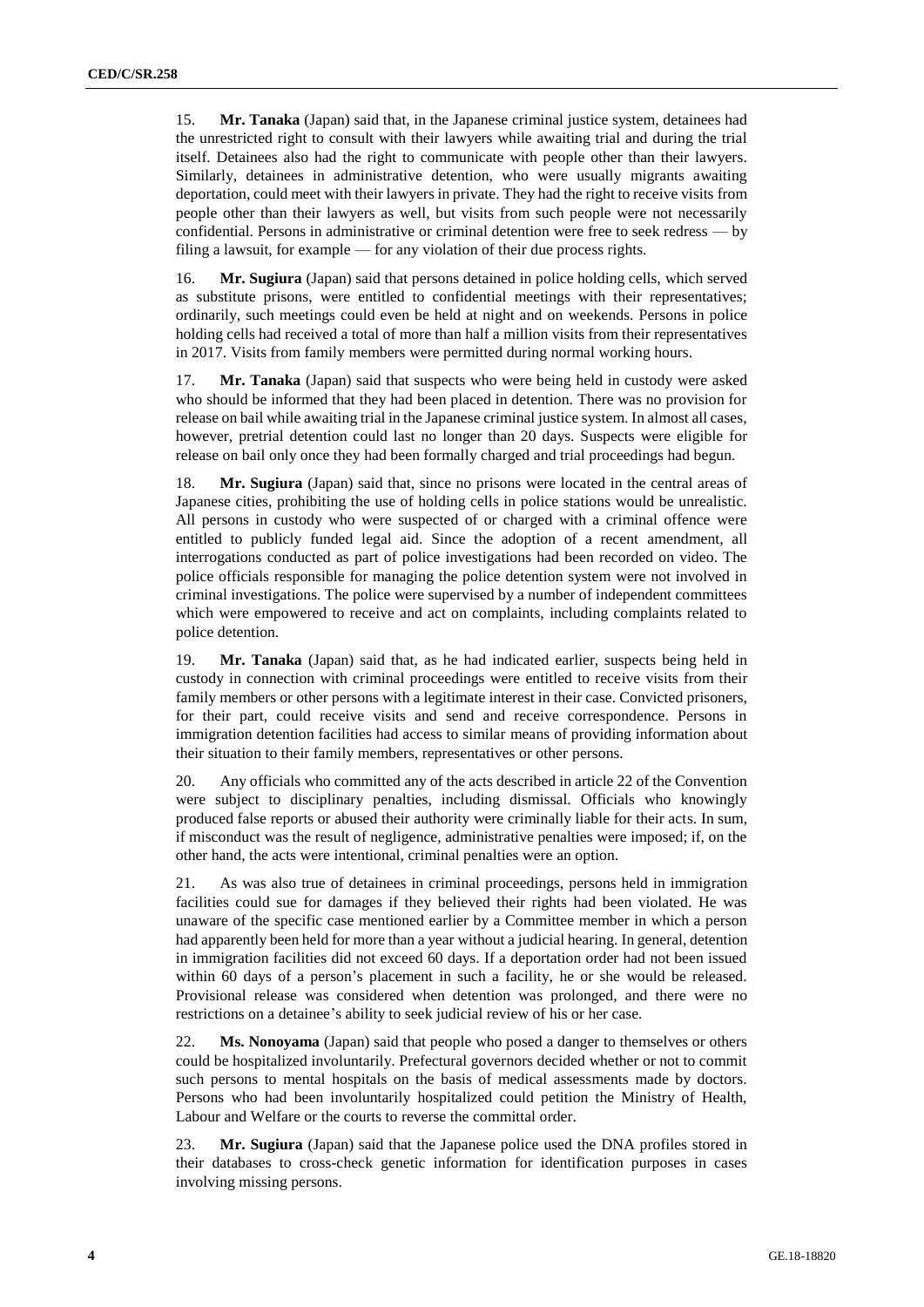15. **Mr. Tanaka** (Japan) said that, in the Japanese criminal justice system, detainees had the unrestricted right to consult with their lawyers while awaiting trial and during the trial itself. Detainees also had the right to communicate with people other than their lawyers. Similarly, detainees in administrative detention, who were usually migrants awaiting deportation, could meet with their lawyers in private. They had the right to receive visits from people other than their lawyers as well, but visits from such people were not necessarily confidential. Persons in administrative or criminal detention were free to seek redress — by filing a lawsuit, for example — for any violation of their due process rights.

16. **Mr. Sugiura** (Japan) said that persons detained in police holding cells, which served as substitute prisons, were entitled to confidential meetings with their representatives; ordinarily, such meetings could even be held at night and on weekends. Persons in police holding cells had received a total of more than half a million visits from their representatives in 2017. Visits from family members were permitted during normal working hours.

17. **Mr. Tanaka** (Japan) said that suspects who were being held in custody were asked who should be informed that they had been placed in detention. There was no provision for release on bail while awaiting trial in the Japanese criminal justice system. In almost all cases, however, pretrial detention could last no longer than 20 days. Suspects were eligible for release on bail only once they had been formally charged and trial proceedings had begun.

18. **Mr. Sugiura** (Japan) said that, since no prisons were located in the central areas of Japanese cities, prohibiting the use of holding cells in police stations would be unrealistic. All persons in custody who were suspected of or charged with a criminal offence were entitled to publicly funded legal aid. Since the adoption of a recent amendment, all interrogations conducted as part of police investigations had been recorded on video. The police officials responsible for managing the police detention system were not involved in criminal investigations. The police were supervised by a number of independent committees which were empowered to receive and act on complaints, including complaints related to police detention.

19. **Mr. Tanaka** (Japan) said that, as he had indicated earlier, suspects being held in custody in connection with criminal proceedings were entitled to receive visits from their family members or other persons with a legitimate interest in their case. Convicted prisoners, for their part, could receive visits and send and receive correspondence. Persons in immigration detention facilities had access to similar means of providing information about their situation to their family members, representatives or other persons.

20. Any officials who committed any of the acts described in article 22 of the Convention were subject to disciplinary penalties, including dismissal. Officials who knowingly produced false reports or abused their authority were criminally liable for their acts. In sum, if misconduct was the result of negligence, administrative penalties were imposed; if, on the other hand, the acts were intentional, criminal penalties were an option.

21. As was also true of detainees in criminal proceedings, persons held in immigration facilities could sue for damages if they believed their rights had been violated. He was unaware of the specific case mentioned earlier by a Committee member in which a person had apparently been held for more than a year without a judicial hearing. In general, detention in immigration facilities did not exceed 60 days. If a deportation order had not been issued within 60 days of a person's placement in such a facility, he or she would be released. Provisional release was considered when detention was prolonged, and there were no restrictions on a detainee's ability to seek judicial review of his or her case.

22. **Ms. Nonoyama** (Japan) said that people who posed a danger to themselves or others could be hospitalized involuntarily. Prefectural governors decided whether or not to commit such persons to mental hospitals on the basis of medical assessments made by doctors. Persons who had been involuntarily hospitalized could petition the Ministry of Health, Labour and Welfare or the courts to reverse the committal order.

23. **Mr. Sugiura** (Japan) said that the Japanese police used the DNA profiles stored in their databases to cross-check genetic information for identification purposes in cases involving missing persons.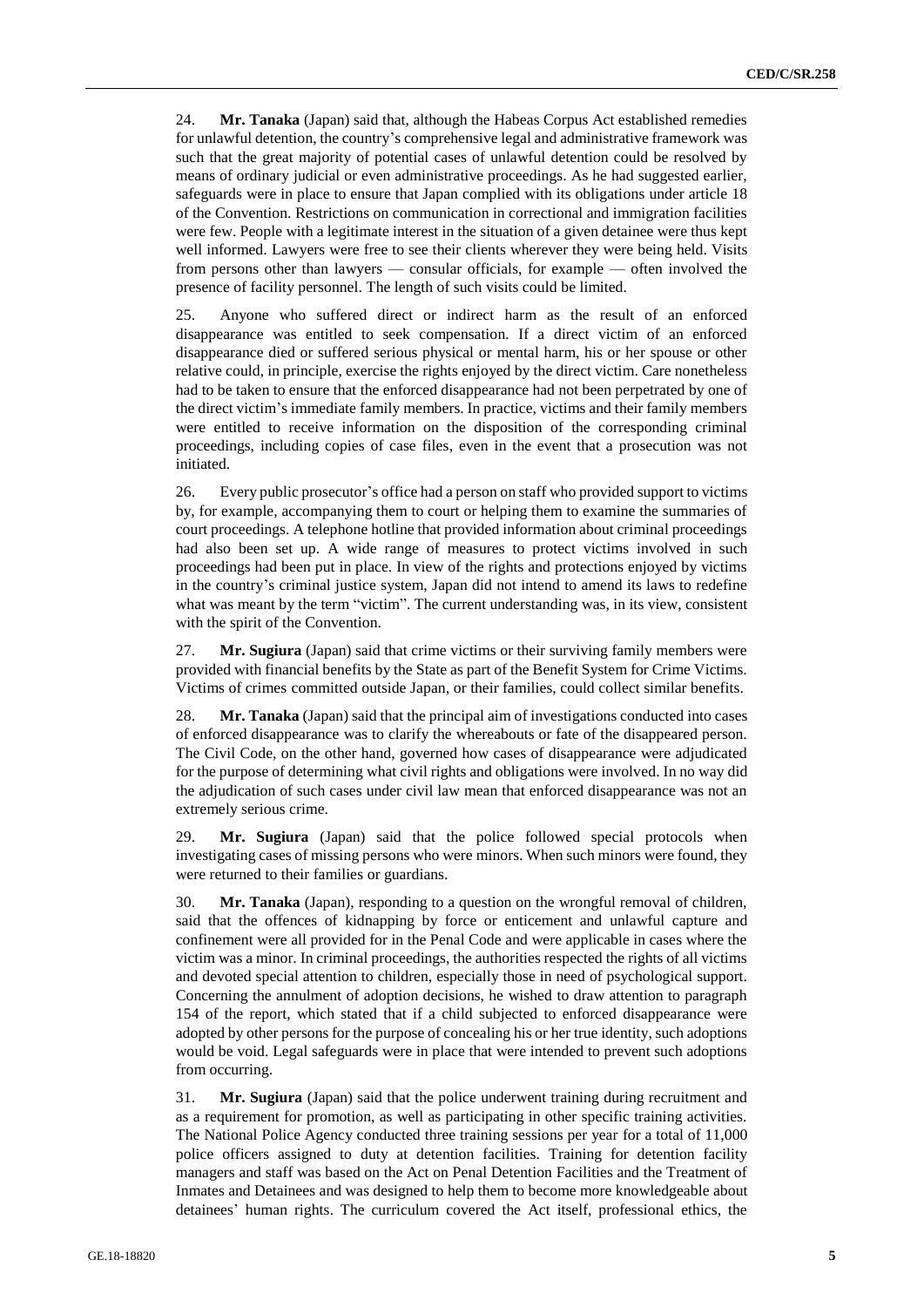24. **Mr. Tanaka** (Japan) said that, although the Habeas Corpus Act established remedies for unlawful detention, the country's comprehensive legal and administrative framework was such that the great majority of potential cases of unlawful detention could be resolved by means of ordinary judicial or even administrative proceedings. As he had suggested earlier, safeguards were in place to ensure that Japan complied with its obligations under article 18 of the Convention. Restrictions on communication in correctional and immigration facilities were few. People with a legitimate interest in the situation of a given detainee were thus kept well informed. Lawyers were free to see their clients wherever they were being held. Visits from persons other than lawyers — consular officials, for example — often involved the presence of facility personnel. The length of such visits could be limited.

25. Anyone who suffered direct or indirect harm as the result of an enforced disappearance was entitled to seek compensation. If a direct victim of an enforced disappearance died or suffered serious physical or mental harm, his or her spouse or other relative could, in principle, exercise the rights enjoyed by the direct victim. Care nonetheless had to be taken to ensure that the enforced disappearance had not been perpetrated by one of the direct victim's immediate family members. In practice, victims and their family members were entitled to receive information on the disposition of the corresponding criminal proceedings, including copies of case files, even in the event that a prosecution was not initiated.

26. Every public prosecutor's office had a person on staff who provided support to victims by, for example, accompanying them to court or helping them to examine the summaries of court proceedings. A telephone hotline that provided information about criminal proceedings had also been set up. A wide range of measures to protect victims involved in such proceedings had been put in place. In view of the rights and protections enjoyed by victims in the country's criminal justice system, Japan did not intend to amend its laws to redefine what was meant by the term "victim". The current understanding was, in its view, consistent with the spirit of the Convention.

27. **Mr. Sugiura** (Japan) said that crime victims or their surviving family members were provided with financial benefits by the State as part of the Benefit System for Crime Victims. Victims of crimes committed outside Japan, or their families, could collect similar benefits.

28. **Mr. Tanaka** (Japan) said that the principal aim of investigations conducted into cases of enforced disappearance was to clarify the whereabouts or fate of the disappeared person. The Civil Code, on the other hand, governed how cases of disappearance were adjudicated for the purpose of determining what civil rights and obligations were involved. In no way did the adjudication of such cases under civil law mean that enforced disappearance was not an extremely serious crime.

29. **Mr. Sugiura** (Japan) said that the police followed special protocols when investigating cases of missing persons who were minors. When such minors were found, they were returned to their families or guardians.

30. **Mr. Tanaka** (Japan), responding to a question on the wrongful removal of children, said that the offences of kidnapping by force or enticement and unlawful capture and confinement were all provided for in the Penal Code and were applicable in cases where the victim was a minor. In criminal proceedings, the authorities respected the rights of all victims and devoted special attention to children, especially those in need of psychological support. Concerning the annulment of adoption decisions, he wished to draw attention to paragraph 154 of the report, which stated that if a child subjected to enforced disappearance were adopted by other persons for the purpose of concealing his or her true identity, such adoptions would be void. Legal safeguards were in place that were intended to prevent such adoptions from occurring.

31. **Mr. Sugiura** (Japan) said that the police underwent training during recruitment and as a requirement for promotion, as well as participating in other specific training activities. The National Police Agency conducted three training sessions per year for a total of 11,000 police officers assigned to duty at detention facilities. Training for detention facility managers and staff was based on the Act on Penal Detention Facilities and the Treatment of Inmates and Detainees and was designed to help them to become more knowledgeable about detainees' human rights. The curriculum covered the Act itself, professional ethics, the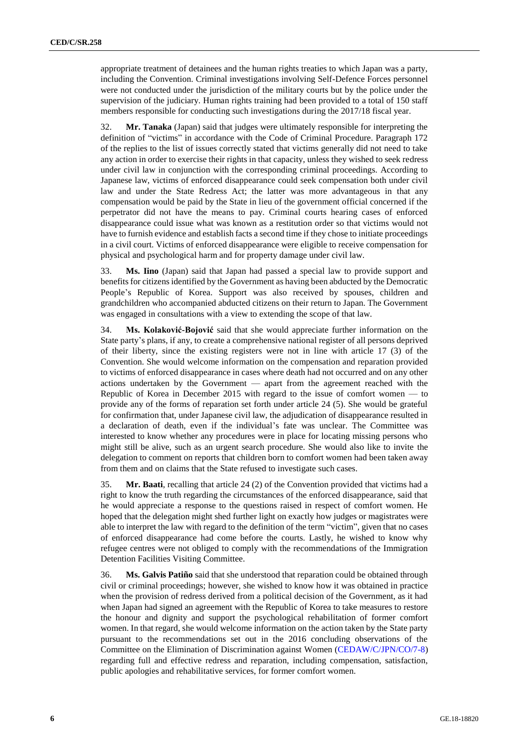appropriate treatment of detainees and the human rights treaties to which Japan was a party, including the Convention. Criminal investigations involving Self-Defence Forces personnel were not conducted under the jurisdiction of the military courts but by the police under the supervision of the judiciary. Human rights training had been provided to a total of 150 staff members responsible for conducting such investigations during the 2017/18 fiscal year.

32. **Mr. Tanaka** (Japan) said that judges were ultimately responsible for interpreting the definition of "victims" in accordance with the Code of Criminal Procedure. Paragraph 172 of the replies to the list of issues correctly stated that victims generally did not need to take any action in order to exercise their rights in that capacity, unless they wished to seek redress under civil law in conjunction with the corresponding criminal proceedings. According to Japanese law, victims of enforced disappearance could seek compensation both under civil law and under the State Redress Act; the latter was more advantageous in that any compensation would be paid by the State in lieu of the government official concerned if the perpetrator did not have the means to pay. Criminal courts hearing cases of enforced disappearance could issue what was known as a restitution order so that victims would not have to furnish evidence and establish facts a second time if they chose to initiate proceedings in a civil court. Victims of enforced disappearance were eligible to receive compensation for physical and psychological harm and for property damage under civil law.

33. **Ms. Iino** (Japan) said that Japan had passed a special law to provide support and benefits for citizens identified by the Government as having been abducted by the Democratic People's Republic of Korea. Support was also received by spouses, children and grandchildren who accompanied abducted citizens on their return to Japan. The Government was engaged in consultations with a view to extending the scope of that law.

34. **Ms. Kolaković-Bojović** said that she would appreciate further information on the State party's plans, if any, to create a comprehensive national register of all persons deprived of their liberty, since the existing registers were not in line with article 17 (3) of the Convention. She would welcome information on the compensation and reparation provided to victims of enforced disappearance in cases where death had not occurred and on any other actions undertaken by the Government — apart from the agreement reached with the Republic of Korea in December 2015 with regard to the issue of comfort women — to provide any of the forms of reparation set forth under article 24 (5). She would be grateful for confirmation that, under Japanese civil law, the adjudication of disappearance resulted in a declaration of death, even if the individual's fate was unclear. The Committee was interested to know whether any procedures were in place for locating missing persons who might still be alive, such as an urgent search procedure. She would also like to invite the delegation to comment on reports that children born to comfort women had been taken away from them and on claims that the State refused to investigate such cases.

35. **Mr. Baati**, recalling that article 24 (2) of the Convention provided that victims had a right to know the truth regarding the circumstances of the enforced disappearance, said that he would appreciate a response to the questions raised in respect of comfort women. He hoped that the delegation might shed further light on exactly how judges or magistrates were able to interpret the law with regard to the definition of the term "victim", given that no cases of enforced disappearance had come before the courts. Lastly, he wished to know why refugee centres were not obliged to comply with the recommendations of the Immigration Detention Facilities Visiting Committee.

36. **Ms. Galvis Patiño** said that she understood that reparation could be obtained through civil or criminal proceedings; however, she wished to know how it was obtained in practice when the provision of redress derived from a political decision of the Government, as it had when Japan had signed an agreement with the Republic of Korea to take measures to restore the honour and dignity and support the psychological rehabilitation of former comfort women. In that regard, she would welcome information on the action taken by the State party pursuant to the recommendations set out in the 2016 concluding observations of the Committee on the Elimination of Discrimination against Women (CEDAW/C/JPN/CO/7-8) regarding full and effective redress and reparation, including compensation, satisfaction, public apologies and rehabilitative services, for former comfort women.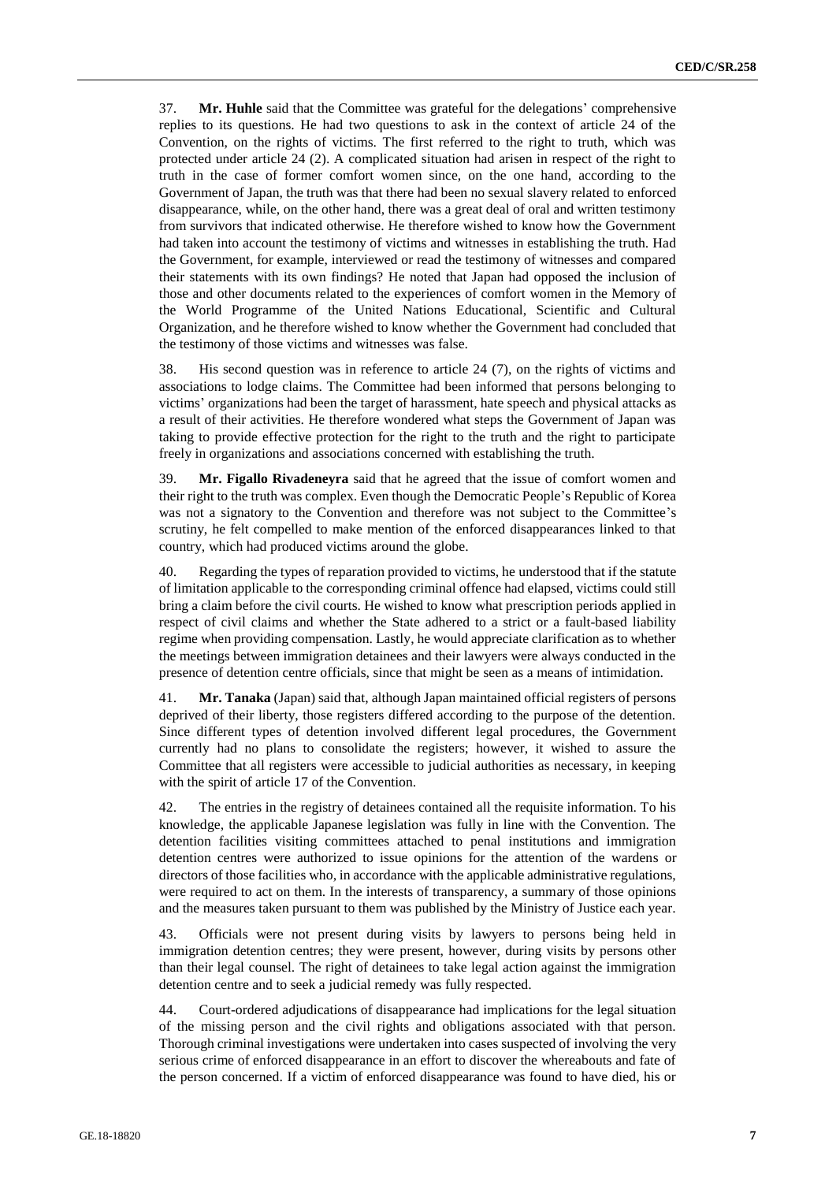37. **Mr. Huhle** said that the Committee was grateful for the delegations' comprehensive replies to its questions. He had two questions to ask in the context of article 24 of the Convention, on the rights of victims. The first referred to the right to truth, which was protected under article 24 (2). A complicated situation had arisen in respect of the right to truth in the case of former comfort women since, on the one hand, according to the Government of Japan, the truth was that there had been no sexual slavery related to enforced disappearance, while, on the other hand, there was a great deal of oral and written testimony from survivors that indicated otherwise. He therefore wished to know how the Government had taken into account the testimony of victims and witnesses in establishing the truth. Had the Government, for example, interviewed or read the testimony of witnesses and compared their statements with its own findings? He noted that Japan had opposed the inclusion of those and other documents related to the experiences of comfort women in the Memory of the World Programme of the United Nations Educational, Scientific and Cultural Organization, and he therefore wished to know whether the Government had concluded that the testimony of those victims and witnesses was false.

38. His second question was in reference to article 24 (7), on the rights of victims and associations to lodge claims. The Committee had been informed that persons belonging to victims' organizations had been the target of harassment, hate speech and physical attacks as a result of their activities. He therefore wondered what steps the Government of Japan was taking to provide effective protection for the right to the truth and the right to participate freely in organizations and associations concerned with establishing the truth.

39. **Mr. Figallo Rivadeneyra** said that he agreed that the issue of comfort women and their right to the truth was complex. Even though the Democratic People's Republic of Korea was not a signatory to the Convention and therefore was not subject to the Committee's scrutiny, he felt compelled to make mention of the enforced disappearances linked to that country, which had produced victims around the globe.

40. Regarding the types of reparation provided to victims, he understood that if the statute of limitation applicable to the corresponding criminal offence had elapsed, victims could still bring a claim before the civil courts. He wished to know what prescription periods applied in respect of civil claims and whether the State adhered to a strict or a fault-based liability regime when providing compensation. Lastly, he would appreciate clarification as to whether the meetings between immigration detainees and their lawyers were always conducted in the presence of detention centre officials, since that might be seen as a means of intimidation.

41. **Mr. Tanaka** (Japan) said that, although Japan maintained official registers of persons deprived of their liberty, those registers differed according to the purpose of the detention. Since different types of detention involved different legal procedures, the Government currently had no plans to consolidate the registers; however, it wished to assure the Committee that all registers were accessible to judicial authorities as necessary, in keeping with the spirit of article 17 of the Convention.

42. The entries in the registry of detainees contained all the requisite information. To his knowledge, the applicable Japanese legislation was fully in line with the Convention. The detention facilities visiting committees attached to penal institutions and immigration detention centres were authorized to issue opinions for the attention of the wardens or directors of those facilities who, in accordance with the applicable administrative regulations, were required to act on them. In the interests of transparency, a summary of those opinions and the measures taken pursuant to them was published by the Ministry of Justice each year.

43. Officials were not present during visits by lawyers to persons being held in immigration detention centres; they were present, however, during visits by persons other than their legal counsel. The right of detainees to take legal action against the immigration detention centre and to seek a judicial remedy was fully respected.

44. Court-ordered adjudications of disappearance had implications for the legal situation of the missing person and the civil rights and obligations associated with that person. Thorough criminal investigations were undertaken into cases suspected of involving the very serious crime of enforced disappearance in an effort to discover the whereabouts and fate of the person concerned. If a victim of enforced disappearance was found to have died, his or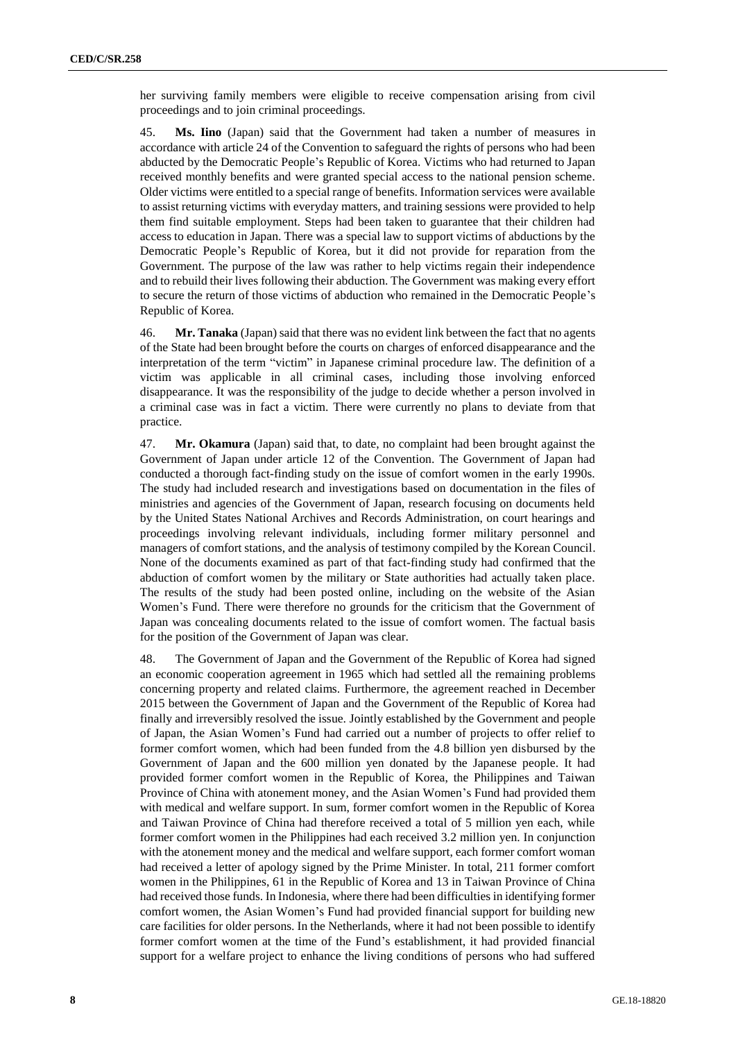her surviving family members were eligible to receive compensation arising from civil proceedings and to join criminal proceedings.

45. **Ms. Iino** (Japan) said that the Government had taken a number of measures in accordance with article 24 of the Convention to safeguard the rights of persons who had been abducted by the Democratic People's Republic of Korea. Victims who had returned to Japan received monthly benefits and were granted special access to the national pension scheme. Older victims were entitled to a special range of benefits. Information services were available to assist returning victims with everyday matters, and training sessions were provided to help them find suitable employment. Steps had been taken to guarantee that their children had access to education in Japan. There was a special law to support victims of abductions by the Democratic People's Republic of Korea, but it did not provide for reparation from the Government. The purpose of the law was rather to help victims regain their independence and to rebuild their lives following their abduction. The Government was making every effort to secure the return of those victims of abduction who remained in the Democratic People's Republic of Korea.

46. **Mr. Tanaka** (Japan) said that there was no evident link between the fact that no agents of the State had been brought before the courts on charges of enforced disappearance and the interpretation of the term "victim" in Japanese criminal procedure law. The definition of a victim was applicable in all criminal cases, including those involving enforced disappearance. It was the responsibility of the judge to decide whether a person involved in a criminal case was in fact a victim. There were currently no plans to deviate from that practice.

47. **Mr. Okamura** (Japan) said that, to date, no complaint had been brought against the Government of Japan under article 12 of the Convention. The Government of Japan had conducted a thorough fact-finding study on the issue of comfort women in the early 1990s. The study had included research and investigations based on documentation in the files of ministries and agencies of the Government of Japan, research focusing on documents held by the United States National Archives and Records Administration, on court hearings and proceedings involving relevant individuals, including former military personnel and managers of comfort stations, and the analysis of testimony compiled by the Korean Council. None of the documents examined as part of that fact-finding study had confirmed that the abduction of comfort women by the military or State authorities had actually taken place. The results of the study had been posted online, including on the website of the Asian Women's Fund. There were therefore no grounds for the criticism that the Government of Japan was concealing documents related to the issue of comfort women. The factual basis for the position of the Government of Japan was clear.

48. The Government of Japan and the Government of the Republic of Korea had signed an economic cooperation agreement in 1965 which had settled all the remaining problems concerning property and related claims. Furthermore, the agreement reached in December 2015 between the Government of Japan and the Government of the Republic of Korea had finally and irreversibly resolved the issue. Jointly established by the Government and people of Japan, the Asian Women's Fund had carried out a number of projects to offer relief to former comfort women, which had been funded from the 4.8 billion yen disbursed by the Government of Japan and the 600 million yen donated by the Japanese people. It had provided former comfort women in the Republic of Korea, the Philippines and Taiwan Province of China with atonement money, and the Asian Women's Fund had provided them with medical and welfare support. In sum, former comfort women in the Republic of Korea and Taiwan Province of China had therefore received a total of 5 million yen each, while former comfort women in the Philippines had each received 3.2 million yen. In conjunction with the atonement money and the medical and welfare support, each former comfort woman had received a letter of apology signed by the Prime Minister. In total, 211 former comfort women in the Philippines, 61 in the Republic of Korea and 13 in Taiwan Province of China had received those funds. In Indonesia, where there had been difficulties in identifying former comfort women, the Asian Women's Fund had provided financial support for building new care facilities for older persons. In the Netherlands, where it had not been possible to identify former comfort women at the time of the Fund's establishment, it had provided financial support for a welfare project to enhance the living conditions of persons who had suffered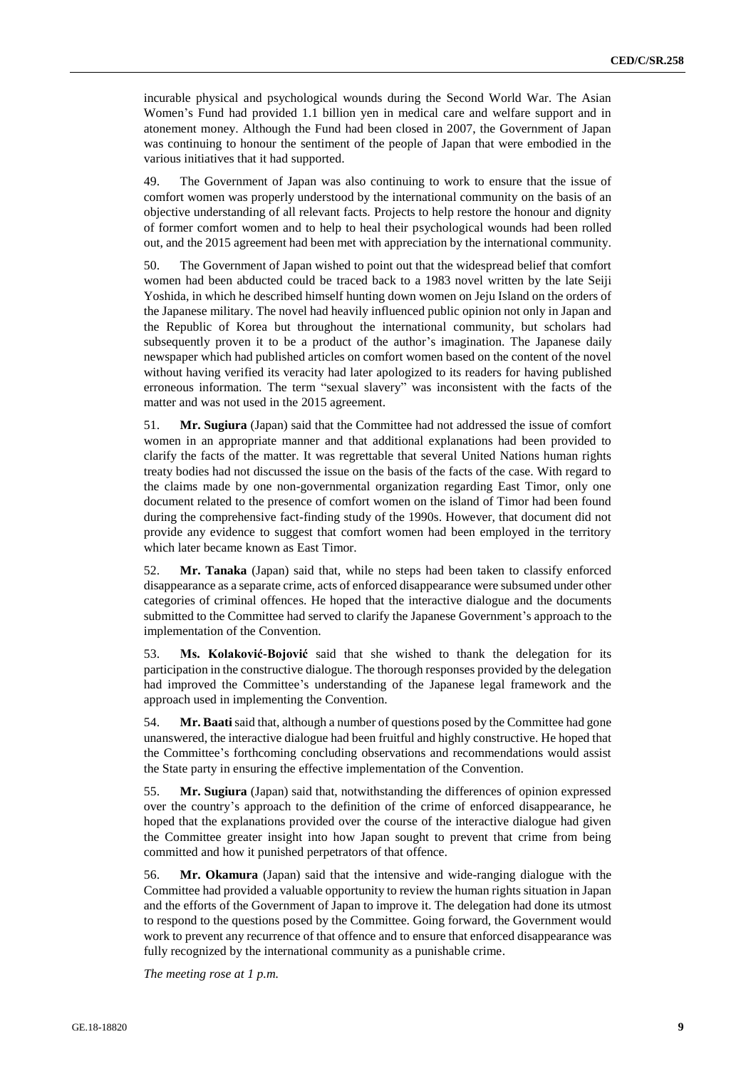incurable physical and psychological wounds during the Second World War. The Asian Women's Fund had provided 1.1 billion yen in medical care and welfare support and in atonement money. Although the Fund had been closed in 2007, the Government of Japan was continuing to honour the sentiment of the people of Japan that were embodied in the various initiatives that it had supported.

49. The Government of Japan was also continuing to work to ensure that the issue of comfort women was properly understood by the international community on the basis of an objective understanding of all relevant facts. Projects to help restore the honour and dignity of former comfort women and to help to heal their psychological wounds had been rolled out, and the 2015 agreement had been met with appreciation by the international community.

50. The Government of Japan wished to point out that the widespread belief that comfort women had been abducted could be traced back to a 1983 novel written by the late Seiji Yoshida, in which he described himself hunting down women on Jeju Island on the orders of the Japanese military. The novel had heavily influenced public opinion not only in Japan and the Republic of Korea but throughout the international community, but scholars had subsequently proven it to be a product of the author's imagination. The Japanese daily newspaper which had published articles on comfort women based on the content of the novel without having verified its veracity had later apologized to its readers for having published erroneous information. The term "sexual slavery" was inconsistent with the facts of the matter and was not used in the 2015 agreement.

51. **Mr. Sugiura** (Japan) said that the Committee had not addressed the issue of comfort women in an appropriate manner and that additional explanations had been provided to clarify the facts of the matter. It was regrettable that several United Nations human rights treaty bodies had not discussed the issue on the basis of the facts of the case. With regard to the claims made by one non-governmental organization regarding East Timor, only one document related to the presence of comfort women on the island of Timor had been found during the comprehensive fact-finding study of the 1990s. However, that document did not provide any evidence to suggest that comfort women had been employed in the territory which later became known as East Timor.

52. **Mr. Tanaka** (Japan) said that, while no steps had been taken to classify enforced disappearance as a separate crime, acts of enforced disappearance were subsumed under other categories of criminal offences. He hoped that the interactive dialogue and the documents submitted to the Committee had served to clarify the Japanese Government's approach to the implementation of the Convention.

53. **Ms. Kolaković-Bojović** said that she wished to thank the delegation for its participation in the constructive dialogue. The thorough responses provided by the delegation had improved the Committee's understanding of the Japanese legal framework and the approach used in implementing the Convention.

54. **Mr. Baati** said that, although a number of questions posed by the Committee had gone unanswered, the interactive dialogue had been fruitful and highly constructive. He hoped that the Committee's forthcoming concluding observations and recommendations would assist the State party in ensuring the effective implementation of the Convention.

55. **Mr. Sugiura** (Japan) said that, notwithstanding the differences of opinion expressed over the country's approach to the definition of the crime of enforced disappearance, he hoped that the explanations provided over the course of the interactive dialogue had given the Committee greater insight into how Japan sought to prevent that crime from being committed and how it punished perpetrators of that offence.

56. **Mr. Okamura** (Japan) said that the intensive and wide-ranging dialogue with the Committee had provided a valuable opportunity to review the human rights situation in Japan and the efforts of the Government of Japan to improve it. The delegation had done its utmost to respond to the questions posed by the Committee. Going forward, the Government would work to prevent any recurrence of that offence and to ensure that enforced disappearance was fully recognized by the international community as a punishable crime.

*The meeting rose at 1 p.m.*